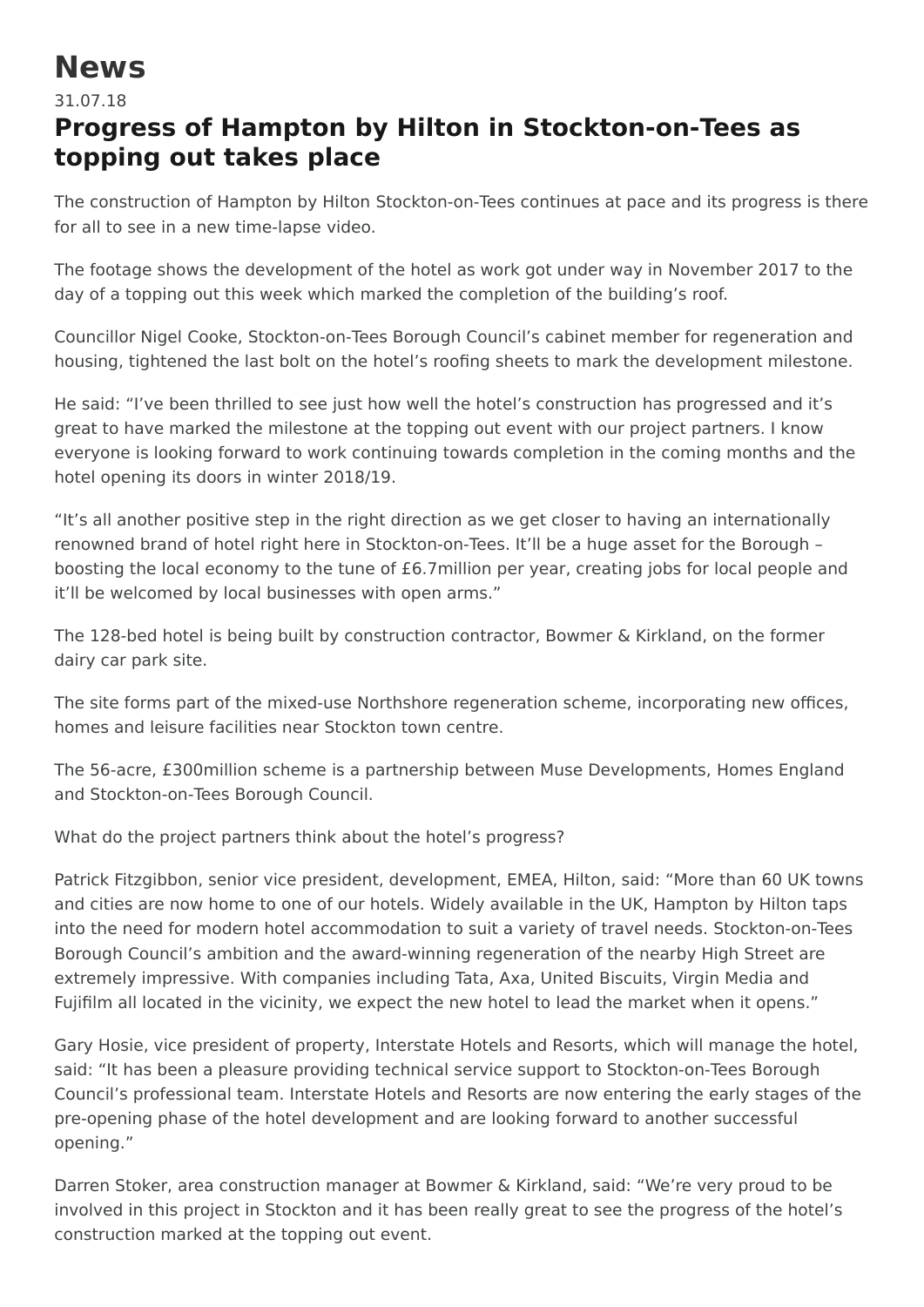# News

31.07.18

## Progress of Hampton by Hilton in Stockton-on-Tees as topping out takes place

The construction of Hampton by Hilton Stockton-on-Tees continues at pace and its progress is there for all to see in a new time-lapse video.

The footage shows the development of the hotel as work got under way in November 2017 to the day of a topping out this week which marked the completion of the building's roof.

Councillor Nigel Cooke, Stockton-on-Tees Borough Council's cabinet member for regeneration and housing, tightened the last bolt on the hotel's roofing sheets to mark the development milestone.

He said: "I've been thrilled to see just how well the hotel's construction has progressed and it's great to have marked the milestone at the topping out event with our project partners. I know everyone is looking forward to work continuing towards completion in the coming months and the hotel opening its doors in winter 2018/19.

"It's all another positive step in the right direction as we get closer to having an internationally renowned brand of hotel right here in Stockton-on-Tees. It'll be a huge asset for the Borough – boosting the local economy to the tune of £6.7million per year, creating jobs for local people and it'll be welcomed by local businesses with open arms."

The 128-bed hotel is being built by construction contractor, Bowmer & Kirkland, on the former dairy car park site.

The site forms part of the mixed-use Northshore regeneration scheme, incorporating new offices, homes and leisure facilities near Stockton town centre.

The 56-acre, £300million scheme is a partnership between Muse Developments, Homes England and Stockton-on-Tees Borough Council.

What do the project partners think about the hotel's progress?

Patrick Fitzgibbon, senior vice president, development, EMEA, Hilton, said: "More than 60 UK towns and cities are now home to one of our hotels. Widely available in the UK, Hampton by Hilton taps into the need for modern hotel accommodation to suit a variety of travel needs. Stockton-on-Tees Borough Council's ambition and the award-winning regeneration of the nearby High Street are extremely impressive. With companies including Tata, Axa, United Biscuits, Virgin Media and Fujifilm all located in the vicinity, we expect the new hotel to lead the market when it opens."

Gary Hosie, vice president of property, Interstate Hotels and Resorts, which will manage the hotel, said: "It has been a pleasure providing technical service support to Stockton-on-Tees Borough Council's professional team. Interstate Hotels and Resorts are now entering the early stages of the pre-opening phase of the hotel development and are looking forward to another successful opening."

Darren Stoker, area construction manager at Bowmer & Kirkland, said: "We're very proud to be involved in this project in Stockton and it has been really great to see the progress of the hotel's construction marked at the topping out event.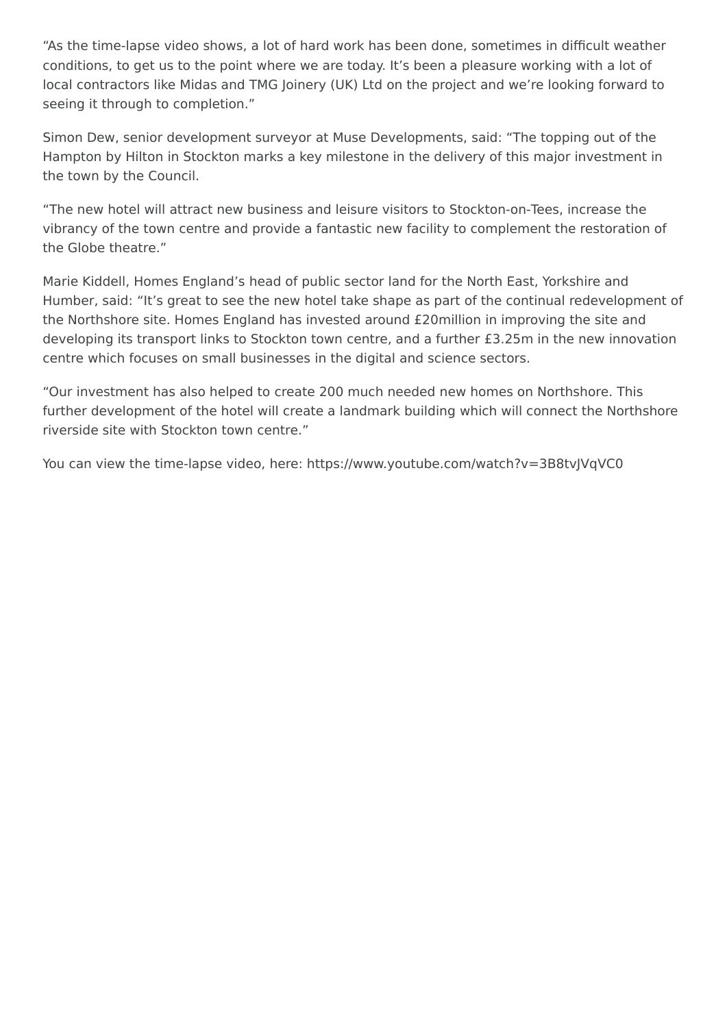"As the time-lapse video shows, a lot of hard work has been done, sometimes in difficult weather conditions, to get us to the point where we are today. It's been a pleasure working with a lot of local contractors like Midas and TMG Joinery (UK) Ltd on the project and we're looking forward to seeing it through to completion."

Simon Dew, senior development surveyor at Muse Developments, said: "The topping out of the Hampton by Hilton in Stockton marks a key milestone in the delivery of this major investment in the town by the Council.

"The new hotel will attract new business and leisure visitors to Stockton-on-Tees, increase the vibrancy of the town centre and provide a fantastic new facility to complement the restoration of the Globe theatre."

Marie Kiddell, Homes England's head of public sector land for the North East, Yorkshire and Humber, said: "It's great to see the new hotel take shape as part of the continual redevelopment of the Northshore site. Homes England has invested around £20million in improving the site and developing its transport links to Stockton town centre, and a further £3.25m in the new innovation centre which focuses on small businesses in the digital and science sectors.

"Our investment has also helped to create 200 much needed new homes on Northshore. This further development of the hotel will create a landmark building which will connect the Northshore riverside site with Stockton town centre."

You can view the time-lapse video, here: https://www.youtube.com/watch?v=3B8tvJVqVC0